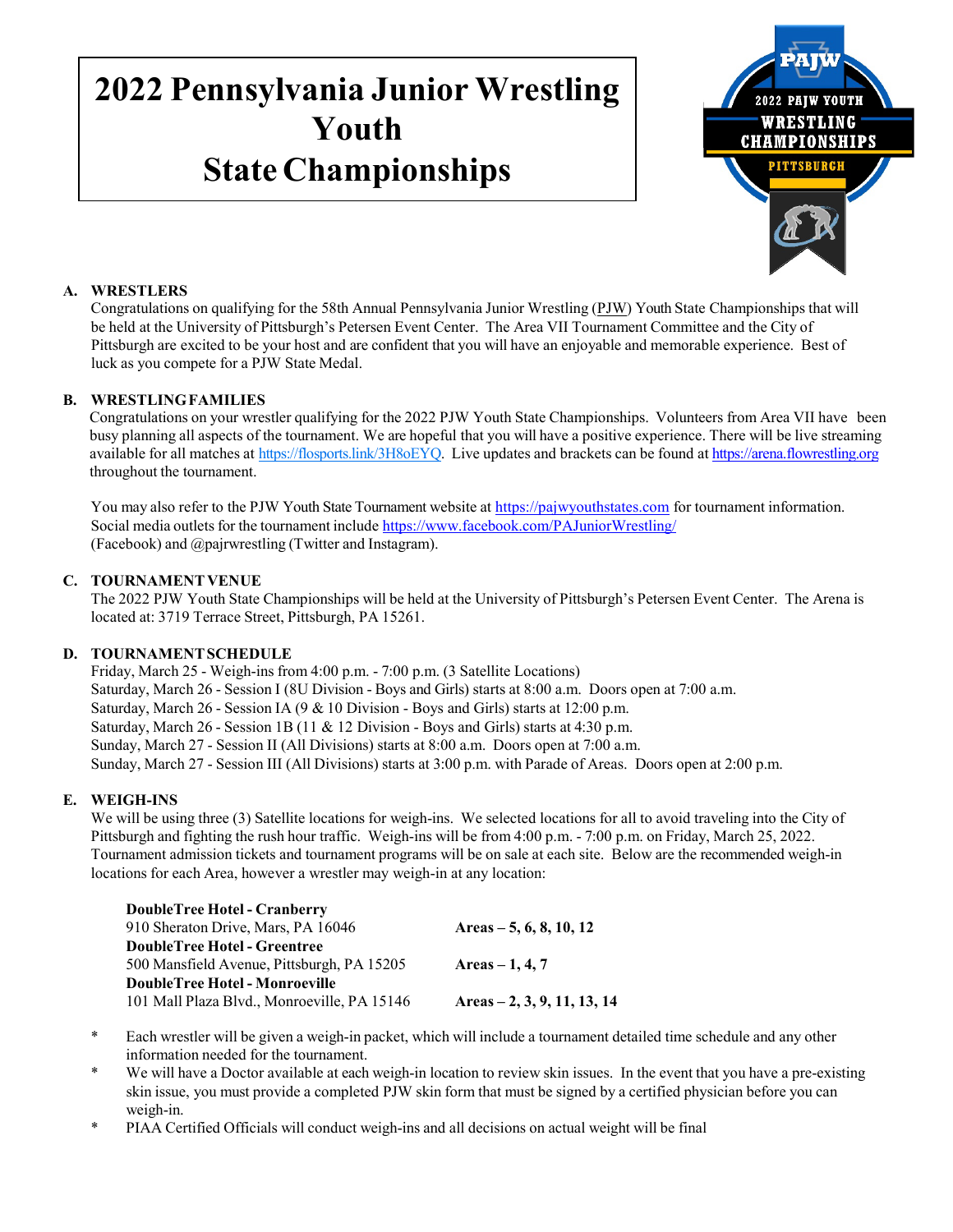# 2022 Pennsylvania Junior Wrestling Youth State Championships

## A. WRESTLERS

Congratulations on qualifying for the 58th Annual Pennsylvania Junior Wrestling (PJW) Youth State Championships that will be held at the University of Pittsburgh's Petersen Event Center. The Area VII Tournament Committee and the City of Pittsburgh are excited to be your host and are confident that you will have an enjoyable and memorable experience. Best of luck as you compete for a PJW State Medal.

## B. WRESTLING FAMILIES

Congratulations on your wrestler qualifying for the 2022 PJW Youth State Championships. Volunteers from Area VII have been busy planning all aspects of the tournament. We are hopeful that you will have a positive experience. There will be live streaming available for all matches at https://flosports.link/3H8oEYQ. Live updates and brackets can be found at https://arena.flowrestling.org throughout the tournament.

You may also refer to the PJW Youth State Tournament website at https://pajwyouthstates.com for tournament information. Social media outlets for the tournament include https://www.facebook.com/PAJuniorWrestling/ (Facebook) and @pajrwrestling (Twitter and Instagram).

## C. TOURNAMENT VENUE

The 2022 PJW Youth State Championships will be held at the University of Pittsburgh's Petersen Event Center. The Arena is located at: 3719 Terrace Street, Pittsburgh, PA 15261.

## D. TOURNAMENT SCHEDULE

Friday, March 25 - Weigh-ins from 4:00 p.m. - 7:00 p.m. (3 Satellite Locations)
Saturday, March 26 - Session I (8U Division - Boys and Girls) starts at 8:00 a.m. Doors open at 7:00 a.m.
Saturday, March 26 - Session IA (9 & 10 Division - Boys and Girls) starts at 12:00 p.m.
Saturday, March 26 - Session 1B (11 & 12 Division - Boys and Girls) starts at 4:30 p.m.
Sunday, March 27 - Session II (All Divisions) starts at 8:00 a.m. Doors open at 7:00 a.m.
Sunday, March 27 - Session III (All Divisions) starts at 3:00 p.m. with Parade of Areas. Doors open at 2:00 p.m.

## E. WEIGH-INS

We will be using three (3) Satellite locations for weigh-ins. We selected locations for all to avoid traveling into the City of Pittsburgh and fighting the rush hour traffic. Weigh-ins will be from 4:00 p.m. - 7:00 p.m. on Friday, March 25, 2022. Tournament admission tickets and tournament programs will be on sale at each site. Below are the recommended weigh-in locations for each Area, however a wrestler may weigh-in at any location:

| Location | Areas |
|---|---|
| **DoubleTree Hotel - Cranberry**<br>910 Sheraton Drive, Mars, PA 16046 | **Areas – 5, 6, 8, 10, 12** |
| **DoubleTree Hotel - Greentree**<br>500 Mansfield Avenue, Pittsburgh, PA 15205 | **Areas – 1, 4, 7** |
| **DoubleTree Hotel - Monroeville**<br>101 Mall Plaza Blvd., Monroeville, PA 15146 | **Areas – 2, 3, 9, 11, 13, 14** |

- Each wrestler will be given a weigh-in packet, which will include a tournament detailed time schedule and any other information needed for the tournament.
- We will have a Doctor available at each weigh-in location to review skin issues. In the event that you have a pre-existing skin issue, you must provide a completed PJW skin form that must be signed by a certified physician before you can weigh-in.
- PIAA Certified Officials will conduct weigh-ins and all decisions on actual weight will be final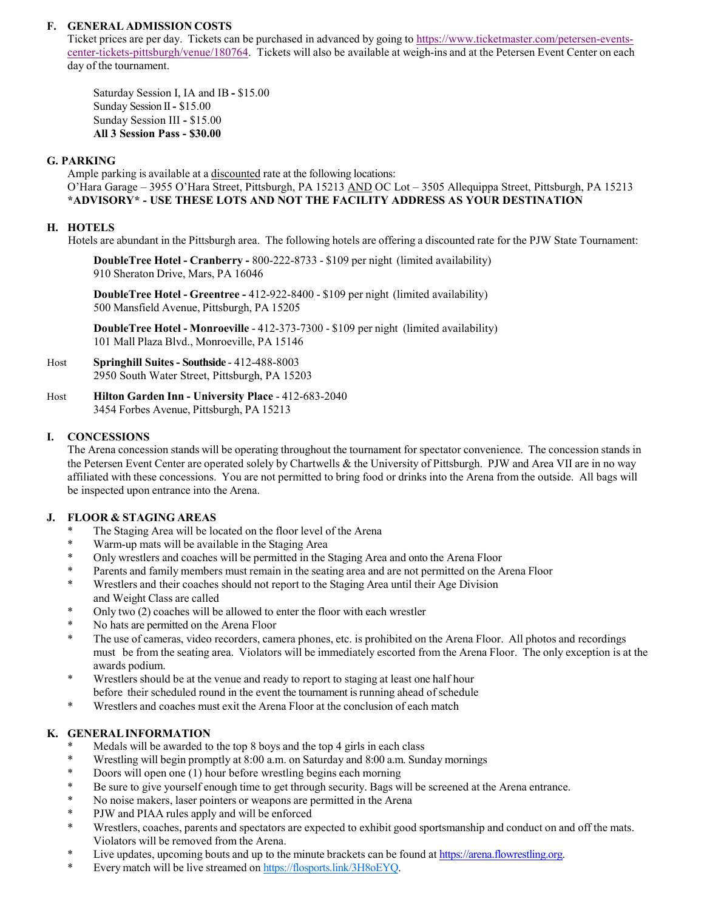## F. GENERAL ADMISSION COSTS

Ticket prices are per day. Tickets can be purchased in advanced by going to https://www.ticketmaster.com/petersen-events-center-tickets-pittsburgh/venue/180764. Tickets will also be available at weigh-ins and at the Petersen Event Center on each day of the tournament.

Saturday Session I, IA and IB - $15.00
Sunday Session II - $15.00
Sunday Session III - $15.00
**All 3 Session Pass - $30.00**

## G. PARKING

Ample parking is available at a discounted rate at the following locations:
O'Hara Garage – 3955 O'Hara Street, Pittsburgh, PA 15213 AND OC Lot – 3505 Allequippa Street, Pittsburgh, PA 15213
**\*ADVISORY\* - USE THESE LOTS AND NOT THE FACILITY ADDRESS AS YOUR DESTINATION**

## H. HOTELS

Hotels are abundant in the Pittsburgh area. The following hotels are offering a discounted rate for the PJW State Tournament:

**DoubleTree Hotel - Cranberry -** 800-222-8733 - $109 per night (limited availability)
910 Sheraton Drive, Mars, PA 16046

**DoubleTree Hotel - Greentree -** 412-922-8400 - $109 per night (limited availability)
500 Mansfield Avenue, Pittsburgh, PA 15205

**DoubleTree Hotel - Monroeville** - 412-373-7300 - $109 per night (limited availability)
101 Mall Plaza Blvd., Monroeville, PA 15146

Host **Springhill Suites - Southside** - 412-488-8003
2950 South Water Street, Pittsburgh, PA 15203

Host **Hilton Garden Inn - University Place** - 412-683-2040
3454 Forbes Avenue, Pittsburgh, PA 15213

## I. CONCESSIONS

The Arena concession stands will be operating throughout the tournament for spectator convenience. The concession stands in the Petersen Event Center are operated solely by Chartwells & the University of Pittsburgh. PJW and Area VII are in no way affiliated with these concessions. You are not permitted to bring food or drinks into the Arena from the outside. All bags will be inspected upon entrance into the Arena.

## J. FLOOR & STAGING AREAS

* The Staging Area will be located on the floor level of the Arena
* Warm-up mats will be available in the Staging Area
* Only wrestlers and coaches will be permitted in the Staging Area and onto the Arena Floor
* Parents and family members must remain in the seating area and are not permitted on the Arena Floor
* Wrestlers and their coaches should not report to the Staging Area until their Age Division and Weight Class are called
* Only two (2) coaches will be allowed to enter the floor with each wrestler
* No hats are permitted on the Arena Floor
* The use of cameras, video recorders, camera phones, etc. is prohibited on the Arena Floor. All photos and recordings must be from the seating area. Violators will be immediately escorted from the Arena Floor. The only exception is at the awards podium.
* Wrestlers should be at the venue and ready to report to staging at least one half hour before their scheduled round in the event the tournament is running ahead of schedule
* Wrestlers and coaches must exit the Arena Floor at the conclusion of each match

## K. GENERAL INFORMATION

* Medals will be awarded to the top 8 boys and the top 4 girls in each class
* Wrestling will begin promptly at 8:00 a.m. on Saturday and 8:00 a.m. Sunday mornings
* Doors will open one (1) hour before wrestling begins each morning
* Be sure to give yourself enough time to get through security. Bags will be screened at the Arena entrance.
* No noise makers, laser pointers or weapons are permitted in the Arena
* PJW and PIAA rules apply and will be enforced
* Wrestlers, coaches, parents and spectators are expected to exhibit good sportsmanship and conduct on and off the mats. Violators will be removed from the Arena.
* Live updates, upcoming bouts and up to the minute brackets can be found at https://arena.flowrestling.org.
* Every match will be live streamed on https://flosports.link/3H8oEYQ.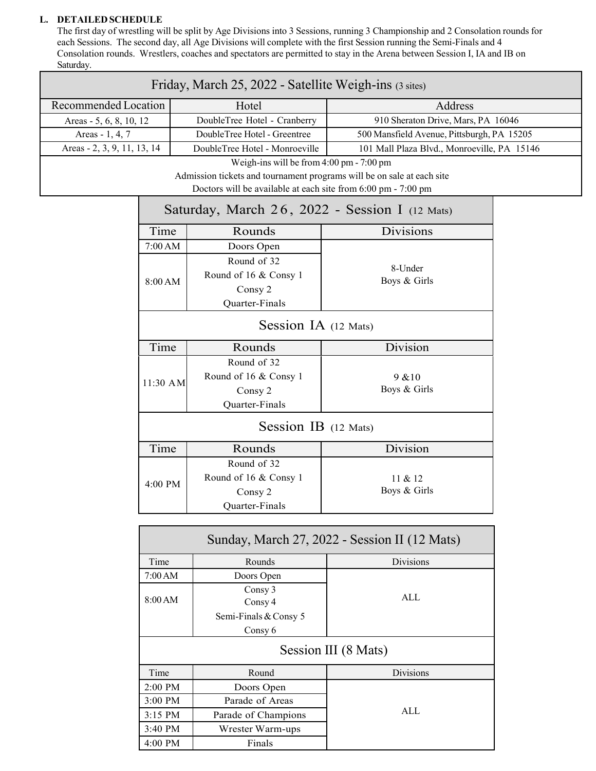**L. DETAILED SCHEDULE**

The first day of wrestling will be split by Age Divisions into 3 Sessions, running 3 Championship and 2 Consolation rounds for each Sessions. The second day, all Age Divisions will complete with the first Session running the Semi-Finals and 4 Consolation rounds. Wrestlers, coaches and spectators are permitted to stay in the Arena between Session I, IA and IB on Saturday.

| Friday, March 25, 2022 - Satellite Weigh-ins (3 sites) | | |
|---|---|---|
| Recommended Location | Hotel | Address |
| Areas - 5, 6, 8, 10, 12 | DoubleTree Hotel - Cranberry | 910 Sheraton Drive, Mars, PA 16046 |
| Areas - 1, 4, 7 | DoubleTree Hotel - Greentree | 500 Mansfield Avenue, Pittsburgh, PA 15205 |
| Areas - 2, 3, 9, 11, 13, 14 | DoubleTree Hotel - Monroeville | 101 Mall Plaza Blvd., Monroeville, PA 15146 |
| Weigh-ins will be from 4:00 pm - 7:00 pm<br>Admission tickets and tournament programs will be on sale at each site<br>Doctors will be available at each site from 6:00 pm - 7:00 pm | | |

| Saturday, March 26, 2022 - Session I (12 Mats) | | |
|---|---|---|
| Time | Rounds | Divisions |
| 7:00 AM | Doors Open | 8-Under<br>Boys & Girls |
| 8:00 AM | Round of 32<br>Round of 16 & Consy 1<br>Consy 2<br>Quarter-Finals | |
| **Session IA (12 Mats)** | | |
| Time | Rounds | Division |
| 11:30 AM | Round of 32<br>Round of 16 & Consy 1<br>Consy 2<br>Quarter-Finals | 9 &10<br>Boys & Girls |
| **Session IB (12 Mats)** | | |
| Time | Rounds | Division |
| 4:00 PM | Round of 32<br>Round of 16 & Consy 1<br>Consy 2<br>Quarter-Finals | 11 & 12<br>Boys & Girls |

| Sunday, March 27, 2022 - Session II (12 Mats) | | |
|---|---|---|
| Time | Rounds | Divisions |
| 7:00 AM | Doors Open | ALL |
| 8:00 AM | Consy 3<br>Consy 4<br>Semi-Finals & Consy 5<br>Consy 6 | |
| **Session III (8 Mats)** | | |
| Time | Round | Divisions |
| 2:00 PM | Doors Open | ALL |
| 3:00 PM | Parade of Areas | |
| 3:15 PM | Parade of Champions | |
| 3:40 PM | Wrester Warm-ups | |
| 4:00 PM | Finals | |